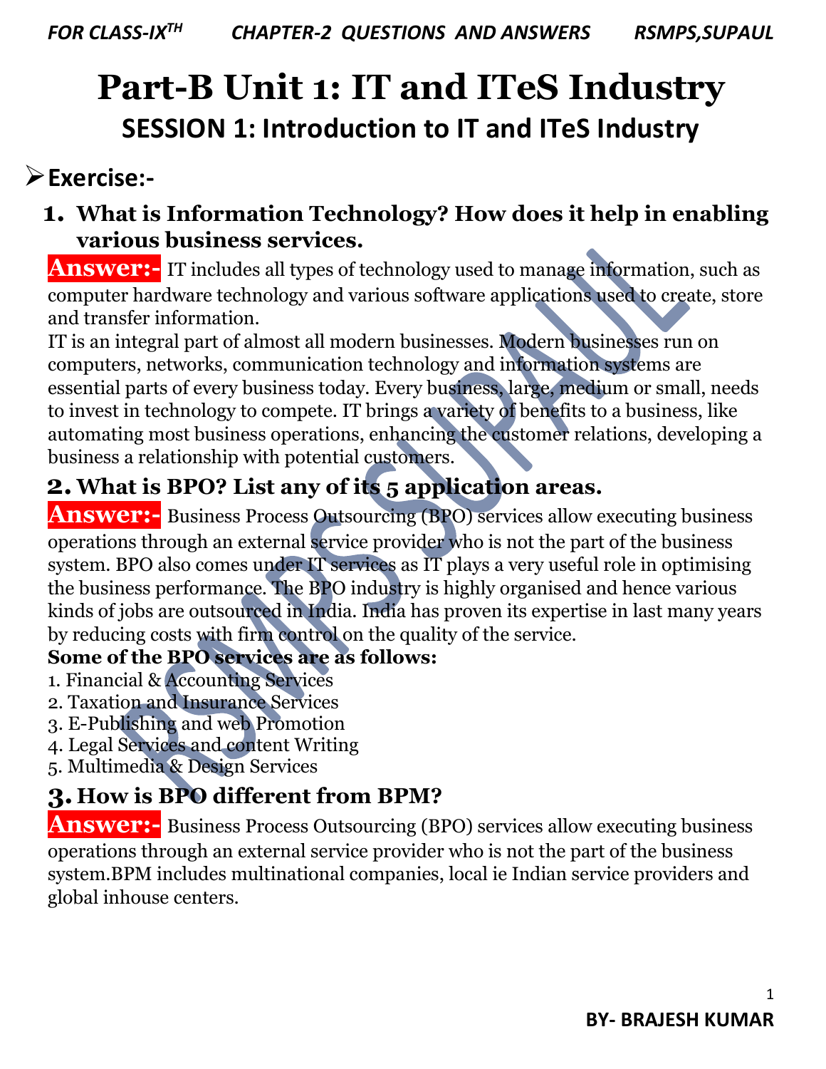# Part-B Unit 1: IT and ITeS Industry

## SESSION 1: Introduction to IT and ITeS Industry

### Exercise:-

**1. What is Information Technology? How does it help in enabling various business services.**

**Answer:-** IT includes all types of technology used to manage information, such as computer hardware technology and various software applications used to create, store and transfer information.

IT is an integral part of almost all modern businesses. Modern businesses run on computers, networks, communication technology and information systems are essential parts of every business today. Every business, large, medium or small, needs to invest in technology to compete. IT brings a variety of benefits to a business, like automating most business operations, enhancing the customer relations, developing a business a relationship with potential customers.

**2. What is BPO? List any of its 5 application areas.**

**Answer:-** Business Process Outsourcing (BPO) services allow executing business operations through an external service provider who is not the part of the business system. BPO also comes under IT services as IT plays a very useful role in optimising the business performance. The BPO industry is highly organised and hence various kinds of jobs are outsourced in India. India has proven its expertise in last many years by reducing costs with firm control on the quality of the service.

**Some of the BPO services are as follows:**

1. Financial & Accounting Services
2. Taxation and Insurance Services
3. E-Publishing and web Promotion
4. Legal Services and content Writing
5. Multimedia & Design Services

**3. How is BPO different from BPM?**

**Answer:-** Business Process Outsourcing (BPO) services allow executing business operations through an external service provider who is not the part of the business system.BPM includes multinational companies, local ie Indian service providers and global inhouse centers.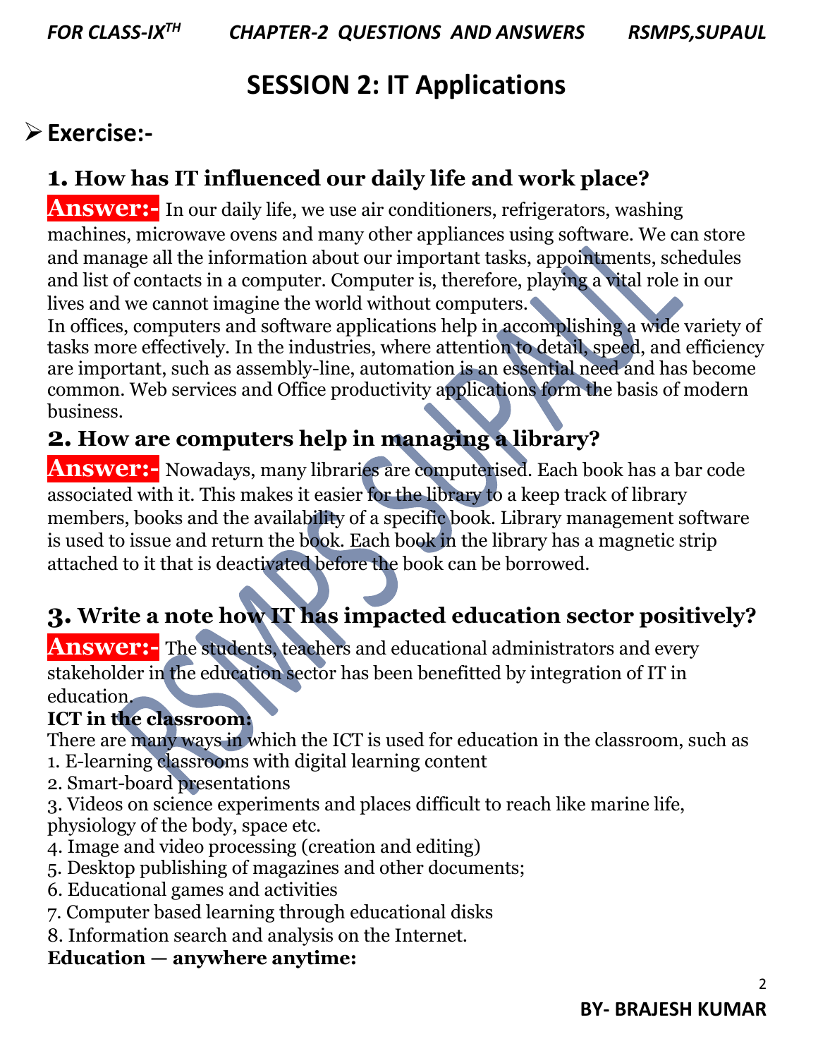# SESSION 2: IT Applications

## Exercise:-

### 1. How has IT influenced our daily life and work place?

**Answer:-** In our daily life, we use air conditioners, refrigerators, washing machines, microwave ovens and many other appliances using software. We can store and manage all the information about our important tasks, appointments, schedules and list of contacts in a computer. Computer is, therefore, playing a vital role in our lives and we cannot imagine the world without computers.

In offices, computers and software applications help in accomplishing a wide variety of tasks more effectively. In the industries, where attention to detail, speed, and efficiency are important, such as assembly-line, automation is an essential need and has become common. Web services and Office productivity applications form the basis of modern business.

### 2. How are computers help in managing a library?

**Answer:-** Nowadays, many libraries are computerised. Each book has a bar code associated with it. This makes it easier for the library to a keep track of library members, books and the availability of a specific book. Library management software is used to issue and return the book. Each book in the library has a magnetic strip attached to it that is deactivated before the book can be borrowed.

### 3. Write a note how IT has impacted education sector positively?

**Answer:-** The students, teachers and educational administrators and every stakeholder in the education sector has been benefitted by integration of IT in education.

**ICT in the classroom:**

There are many ways in which the ICT is used for education in the classroom, such as

1. E-learning classrooms with digital learning content
2. Smart-board presentations
3. Videos on science experiments and places difficult to reach like marine life, physiology of the body, space etc.
4. Image and video processing (creation and editing)
5. Desktop publishing of magazines and other documents;
6. Educational games and activities
7. Computer based learning through educational disks
8. Information search and analysis on the Internet.

**Education — anywhere anytime:**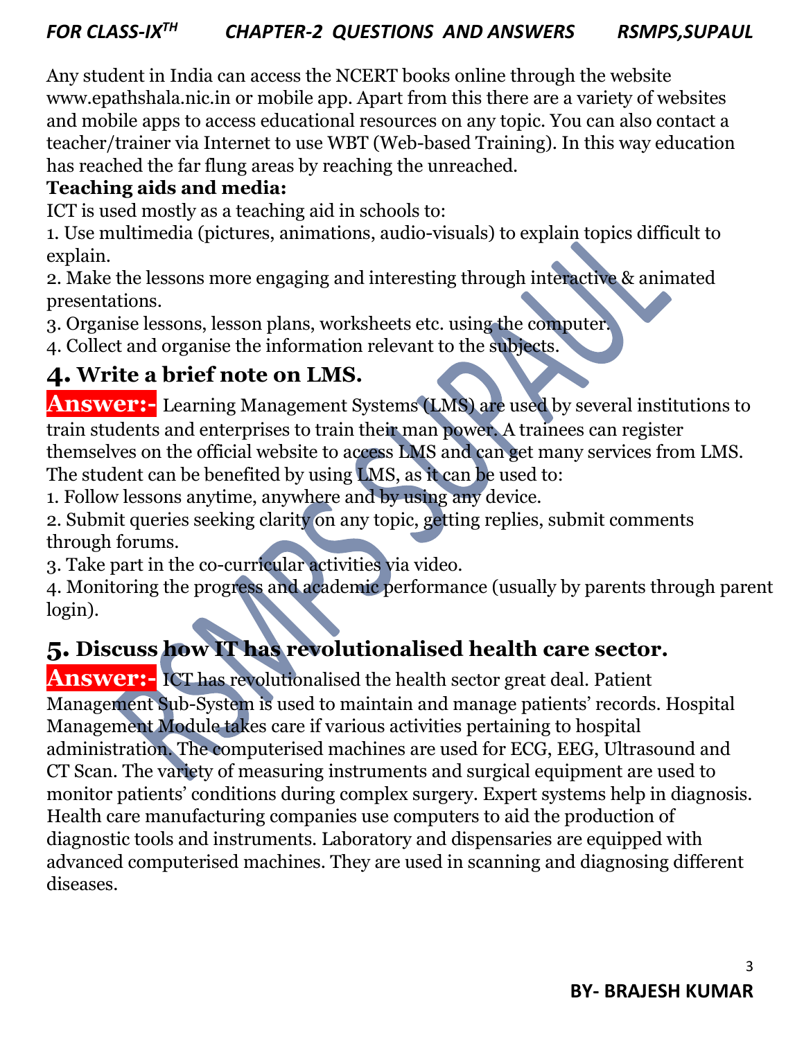Any student in India can access the NCERT books online through the website www.epathshala.nic.in or mobile app. Apart from this there are a variety of websites and mobile apps to access educational resources on any topic. You can also contact a teacher/trainer via Internet to use WBT (Web-based Training). In this way education has reached the far flung areas by reaching the unreached.

**Teaching aids and media:**

ICT is used mostly as a teaching aid in schools to:

1. Use multimedia (pictures, animations, audio-visuals) to explain topics difficult to explain.
2. Make the lessons more engaging and interesting through interactive & animated presentations.
3. Organise lessons, lesson plans, worksheets etc. using the computer.
4. Collect and organise the information relevant to the subjects.

## 4. Write a brief note on LMS.

**Answer:-** Learning Management Systems (LMS) are used by several institutions to train students and enterprises to train their man power. A trainees can register themselves on the official website to access LMS and can get many services from LMS. The student can be benefited by using LMS, as it can be used to:

1. Follow lessons anytime, anywhere and by using any device.
2. Submit queries seeking clarity on any topic, getting replies, submit comments through forums.
3. Take part in the co-curricular activities via video.
4. Monitoring the progress and academic performance (usually by parents through parent login).

## 5. Discuss how IT has revolutionalised health care sector.

**Answer:-** ICT has revolutionalised the health sector great deal. Patient Management Sub-System is used to maintain and manage patients' records. Hospital Management Module takes care if various activities pertaining to hospital administration. The computerised machines are used for ECG, EEG, Ultrasound and CT Scan. The variety of measuring instruments and surgical equipment are used to monitor patients' conditions during complex surgery. Expert systems help in diagnosis. Health care manufacturing companies use computers to aid the production of diagnostic tools and instruments. Laboratory and dispensaries are equipped with advanced computerised machines. They are used in scanning and diagnosing different diseases.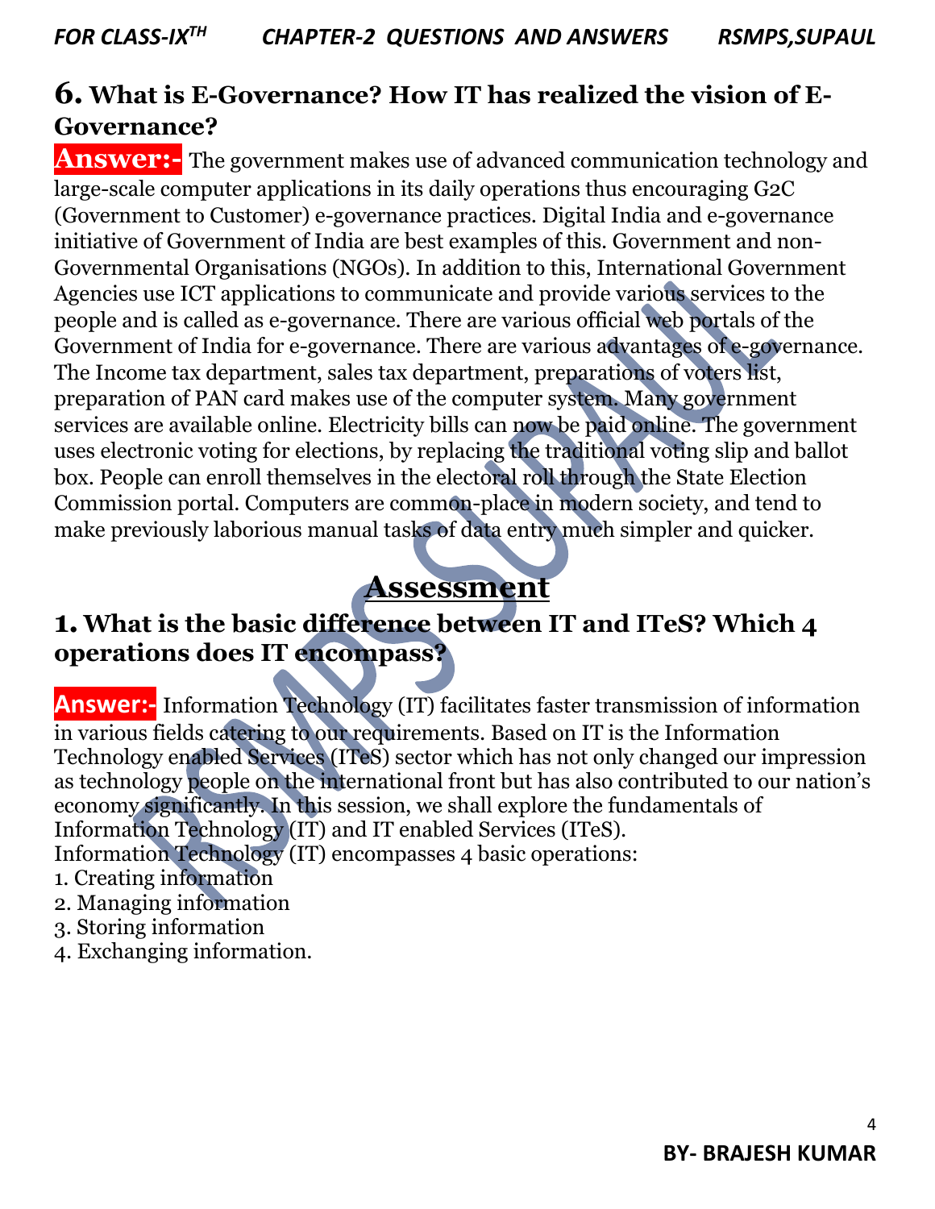## 6. What is E-Governance? How IT has realized the vision of E-Governance?

**Answer:-** The government makes use of advanced communication technology and large-scale computer applications in its daily operations thus encouraging G2C (Government to Customer) e-governance practices. Digital India and e-governance initiative of Government of India are best examples of this. Government and non-Governmental Organisations (NGOs). In addition to this, International Government Agencies use ICT applications to communicate and provide various services to the people and is called as e-governance. There are various official web portals of the Government of India for e-governance. There are various advantages of e-governance. The Income tax department, sales tax department, preparations of voters list, preparation of PAN card makes use of the computer system. Many government services are available online. Electricity bills can now be paid online. The government uses electronic voting for elections, by replacing the traditional voting slip and ballot box. People can enroll themselves in the electoral roll through the State Election Commission portal. Computers are common-place in modern society, and tend to make previously laborious manual tasks of data entry much simpler and quicker.

# Assessment

## 1. What is the basic difference between IT and ITeS? Which 4 operations does IT encompass?

**Answer:-** Information Technology (IT) facilitates faster transmission of information in various fields catering to our requirements. Based on IT is the Information Technology enabled Services (ITeS) sector which has not only changed our impression as technology people on the international front but has also contributed to our nation's economy significantly. In this session, we shall explore the fundamentals of Information Technology (IT) and IT enabled Services (ITeS).
Information Technology (IT) encompasses 4 basic operations:
1. Creating information
2. Managing information
3. Storing information
4. Exchanging information.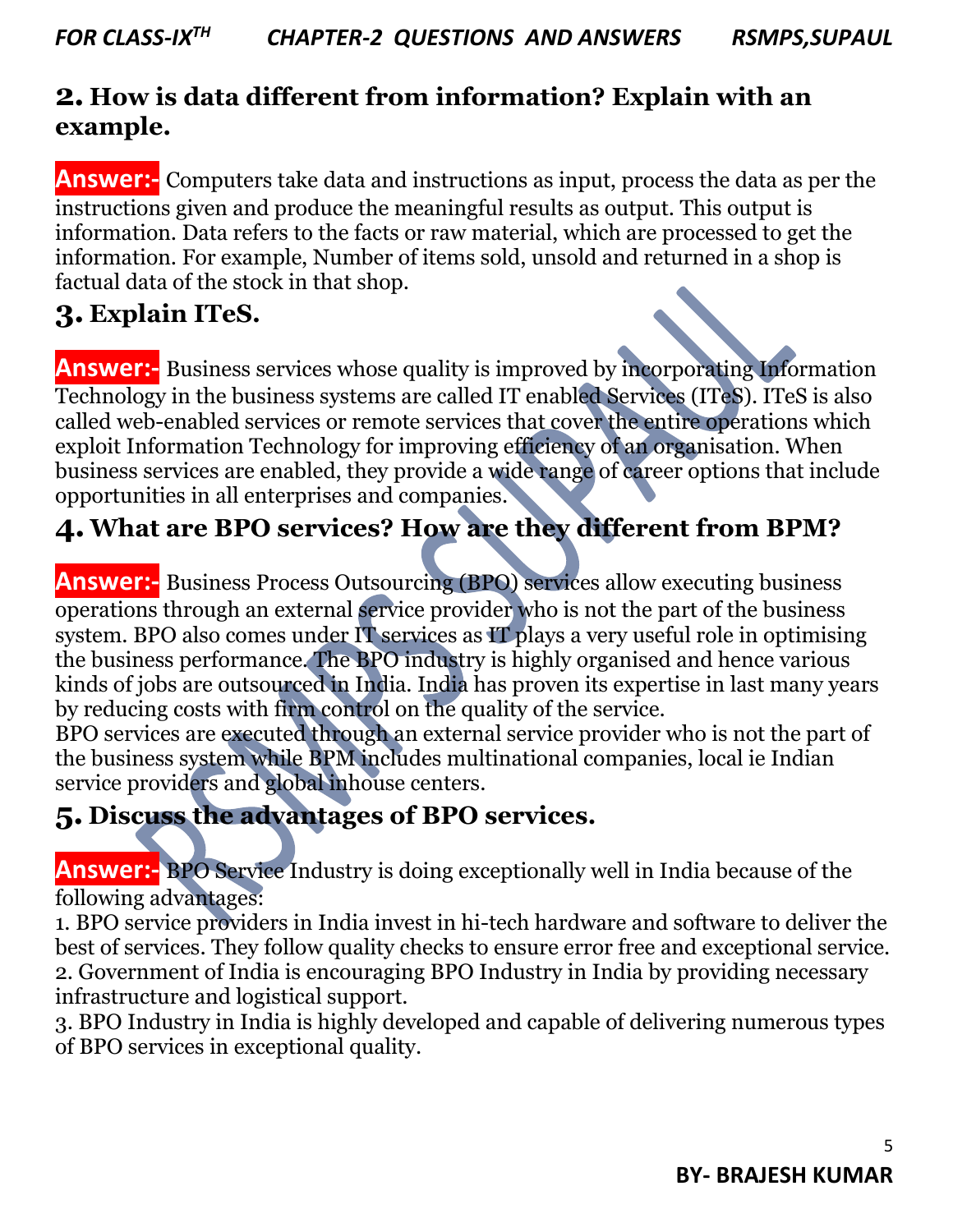## 2. How is data different from information? Explain with an example.

**Answer:-** Computers take data and instructions as input, process the data as per the instructions given and produce the meaningful results as output. This output is information. Data refers to the facts or raw material, which are processed to get the information. For example, Number of items sold, unsold and returned in a shop is factual data of the stock in that shop.

## 3. Explain ITeS.

**Answer:-** Business services whose quality is improved by incorporating Information Technology in the business systems are called IT enabled Services (ITeS). ITeS is also called web-enabled services or remote services that cover the entire operations which exploit Information Technology for improving efficiency of an organisation. When business services are enabled, they provide a wide range of career options that include opportunities in all enterprises and companies.

## 4. What are BPO services? How are they different from BPM?

**Answer:-** Business Process Outsourcing (BPO) services allow executing business operations through an external service provider who is not the part of the business system. BPO also comes under IT services as IT plays a very useful role in optimising the business performance. The BPO industry is highly organised and hence various kinds of jobs are outsourced in India. India has proven its expertise in last many years by reducing costs with firm control on the quality of the service.
BPO services are executed through an external service provider who is not the part of the business system while BPM includes multinational companies, local ie Indian service providers and global inhouse centers.

## 5. Discuss the advantages of BPO services.

**Answer:-** BPO Service Industry is doing exceptionally well in India because of the following advantages:
1. BPO service providers in India invest in hi-tech hardware and software to deliver the best of services. They follow quality checks to ensure error free and exceptional service.
2. Government of India is encouraging BPO Industry in India by providing necessary infrastructure and logistical support.
3. BPO Industry in India is highly developed and capable of delivering numerous types of BPO services in exceptional quality.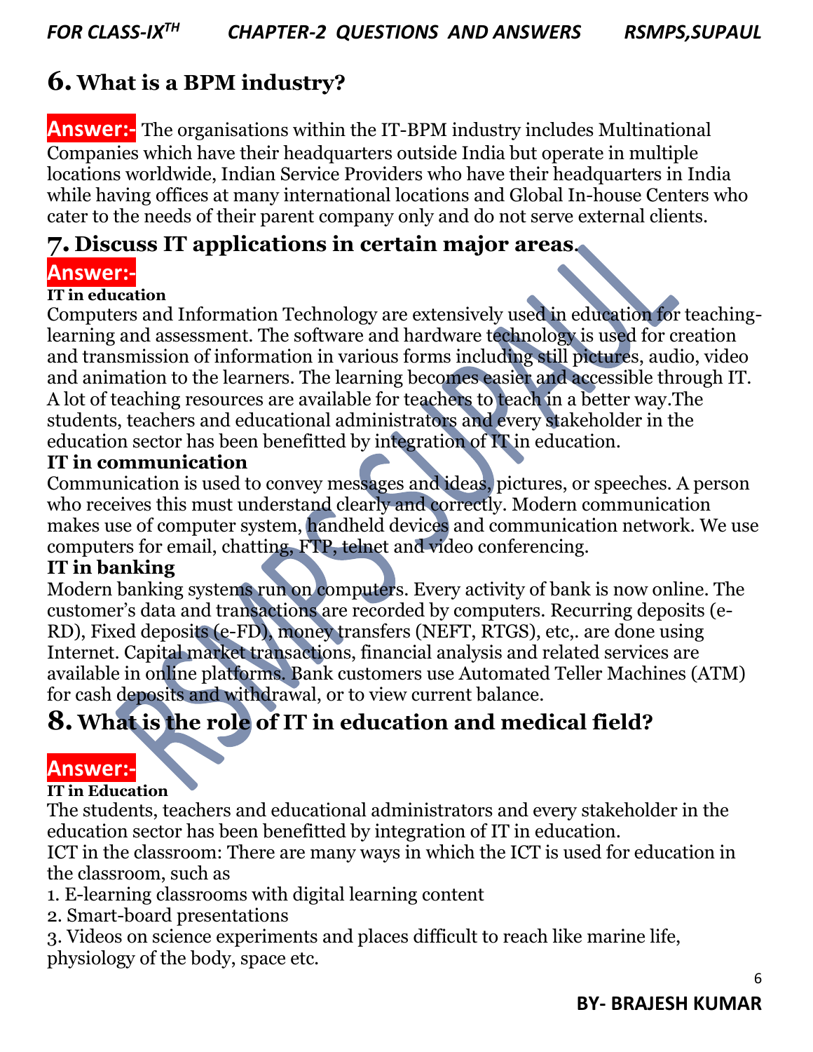## 6. What is a BPM industry?

**Answer:-** The organisations within the IT-BPM industry includes Multinational Companies which have their headquarters outside India but operate in multiple locations worldwide, Indian Service Providers who have their headquarters in India while having offices at many international locations and Global In-house Centers who cater to the needs of their parent company only and do not serve external clients.

## 7. Discuss IT applications in certain major areas.

**Answer:-**

**IT in education**

Computers and Information Technology are extensively used in education for teaching-learning and assessment. The software and hardware technology is used for creation and transmission of information in various forms including still pictures, audio, video and animation to the learners. The learning becomes easier and accessible through IT. A lot of teaching resources are available for teachers to teach in a better way.The students, teachers and educational administrators and every stakeholder in the education sector has been benefitted by integration of IT in education.

**IT in communication**

Communication is used to convey messages and ideas, pictures, or speeches. A person who receives this must understand clearly and correctly. Modern communication makes use of computer system, handheld devices and communication network. We use computers for email, chatting, FTP, telnet and video conferencing.

**IT in banking**

Modern banking systems run on computers. Every activity of bank is now online. The customer's data and transactions are recorded by computers. Recurring deposits (e-RD), Fixed deposits (e-FD), money transfers (NEFT, RTGS), etc,. are done using Internet. Capital market transactions, financial analysis and related services are available in online platforms. Bank customers use Automated Teller Machines (ATM) for cash deposits and withdrawal, or to view current balance.

## 8. What is the role of IT in education and medical field?

**Answer:-**

**IT in Education**

The students, teachers and educational administrators and every stakeholder in the education sector has been benefitted by integration of IT in education.

ICT in the classroom: There are many ways in which the ICT is used for education in the classroom, such as

1. E-learning classrooms with digital learning content
2. Smart-board presentations
3. Videos on science experiments and places difficult to reach like marine life, physiology of the body, space etc.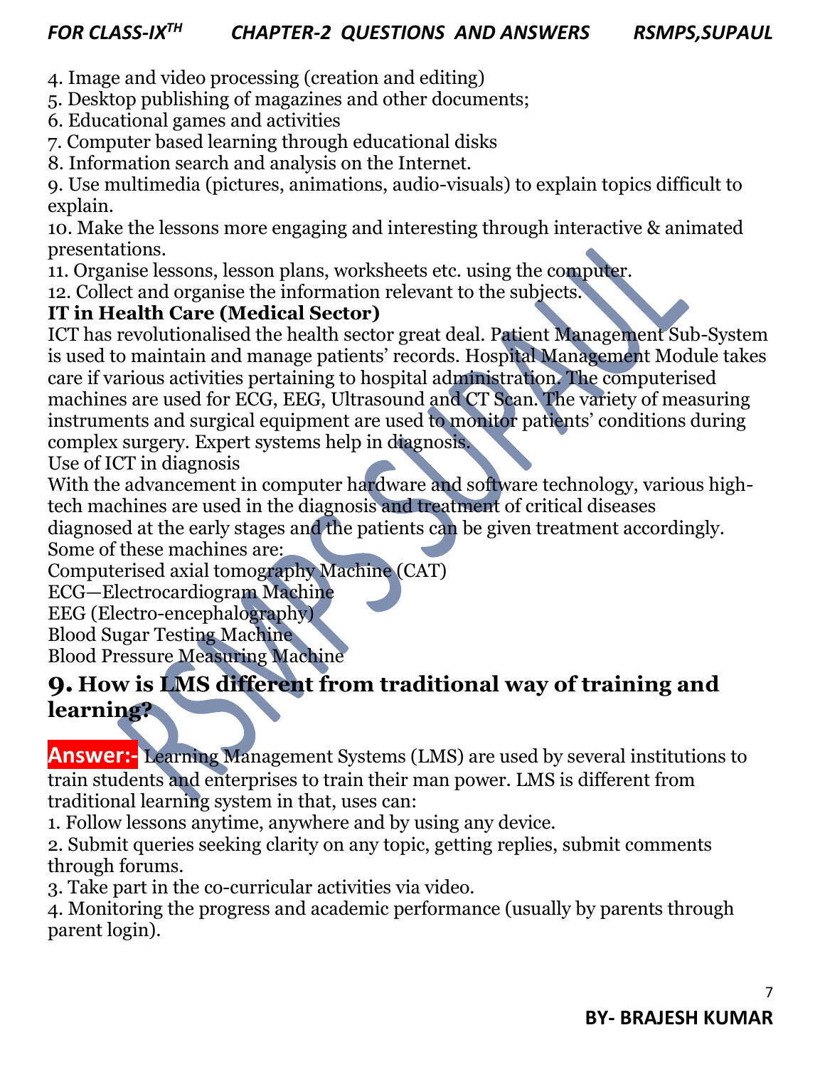4. Image and video processing (creation and editing)
5. Desktop publishing of magazines and other documents;
6. Educational games and activities
7. Computer based learning through educational disks
8. Information search and analysis on the Internet.
9. Use multimedia (pictures, animations, audio-visuals) to explain topics difficult to explain.
10. Make the lessons more engaging and interesting through interactive & animated presentations.
11. Organise lessons, lesson plans, worksheets etc. using the computer.
12. Collect and organise the information relevant to the subjects.

**IT in Health Care (Medical Sector)**

ICT has revolutionalised the health sector great deal. Patient Management Sub-System is used to maintain and manage patients' records. Hospital Management Module takes care if various activities pertaining to hospital administration. The computerised machines are used for ECG, EEG, Ultrasound and CT Scan. The variety of measuring instruments and surgical equipment are used to monitor patients' conditions during complex surgery. Expert systems help in diagnosis.

Use of ICT in diagnosis

With the advancement in computer hardware and software technology, various high-tech machines are used in the diagnosis and treatment of critical diseases diagnosed at the early stages and the patients can be given treatment accordingly. Some of these machines are:

Computerised axial tomography Machine (CAT)
ECG—Electrocardiogram Machine
EEG (Electro-encephalography)
Blood Sugar Testing Machine
Blood Pressure Measuring Machine

## 9. How is LMS different from traditional way of training and learning?

**Answer:-** Learning Management Systems (LMS) are used by several institutions to train students and enterprises to train their man power. LMS is different from traditional learning system in that, uses can:

1. Follow lessons anytime, anywhere and by using any device.
2. Submit queries seeking clarity on any topic, getting replies, submit comments through forums.
3. Take part in the co-curricular activities via video.
4. Monitoring the progress and academic performance (usually by parents through parent login).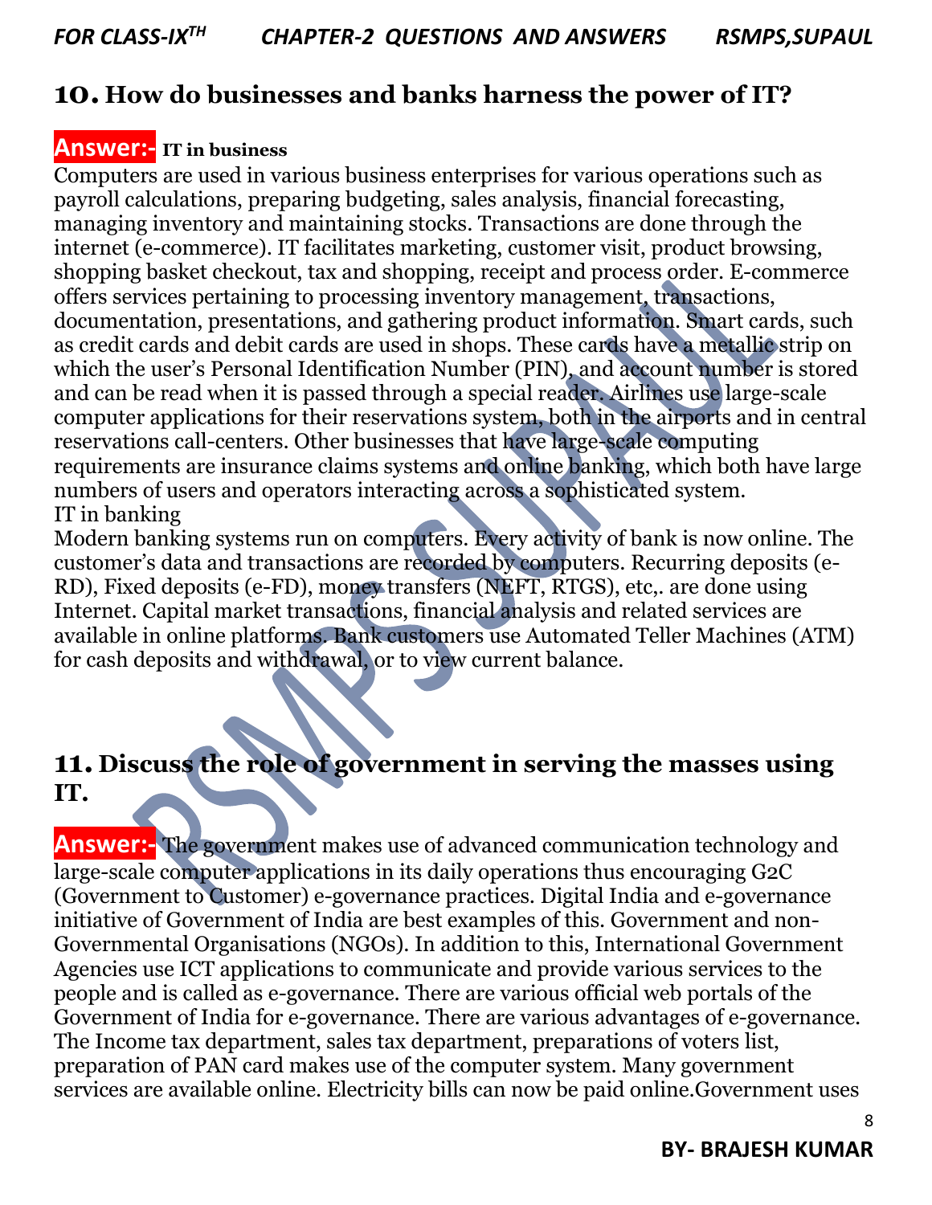## 10. How do businesses and banks harness the power of IT?

**Answer:-** **IT in business**

Computers are used in various business enterprises for various operations such as payroll calculations, preparing budgeting, sales analysis, financial forecasting, managing inventory and maintaining stocks. Transactions are done through the internet (e-commerce). IT facilitates marketing, customer visit, product browsing, shopping basket checkout, tax and shopping, receipt and process order. E-commerce offers services pertaining to processing inventory management, transactions, documentation, presentations, and gathering product information. Smart cards, such as credit cards and debit cards are used in shops. These cards have a metallic strip on which the user's Personal Identification Number (PIN), and account number is stored and can be read when it is passed through a special reader. Airlines use large-scale computer applications for their reservations system, both in the airports and in central reservations call-centers. Other businesses that have large-scale computing requirements are insurance claims systems and online banking, which both have large numbers of users and operators interacting across a sophisticated system.

IT in banking

Modern banking systems run on computers. Every activity of bank is now online. The customer's data and transactions are recorded by computers. Recurring deposits (e-RD), Fixed deposits (e-FD), money transfers (NEFT, RTGS), etc,. are done using Internet. Capital market transactions, financial analysis and related services are available in online platforms. Bank customers use Automated Teller Machines (ATM) for cash deposits and withdrawal, or to view current balance.

## 11. Discuss the role of government in serving the masses using IT.

**Answer:-** The government makes use of advanced communication technology and large-scale computer applications in its daily operations thus encouraging G2C (Government to Customer) e-governance practices. Digital India and e-governance initiative of Government of India are best examples of this. Government and non-Governmental Organisations (NGOs). In addition to this, International Government Agencies use ICT applications to communicate and provide various services to the people and is called as e-governance. There are various official web portals of the Government of India for e-governance. There are various advantages of e-governance. The Income tax department, sales tax department, preparations of voters list, preparation of PAN card makes use of the computer system. Many government services are available online. Electricity bills can now be paid online.Government uses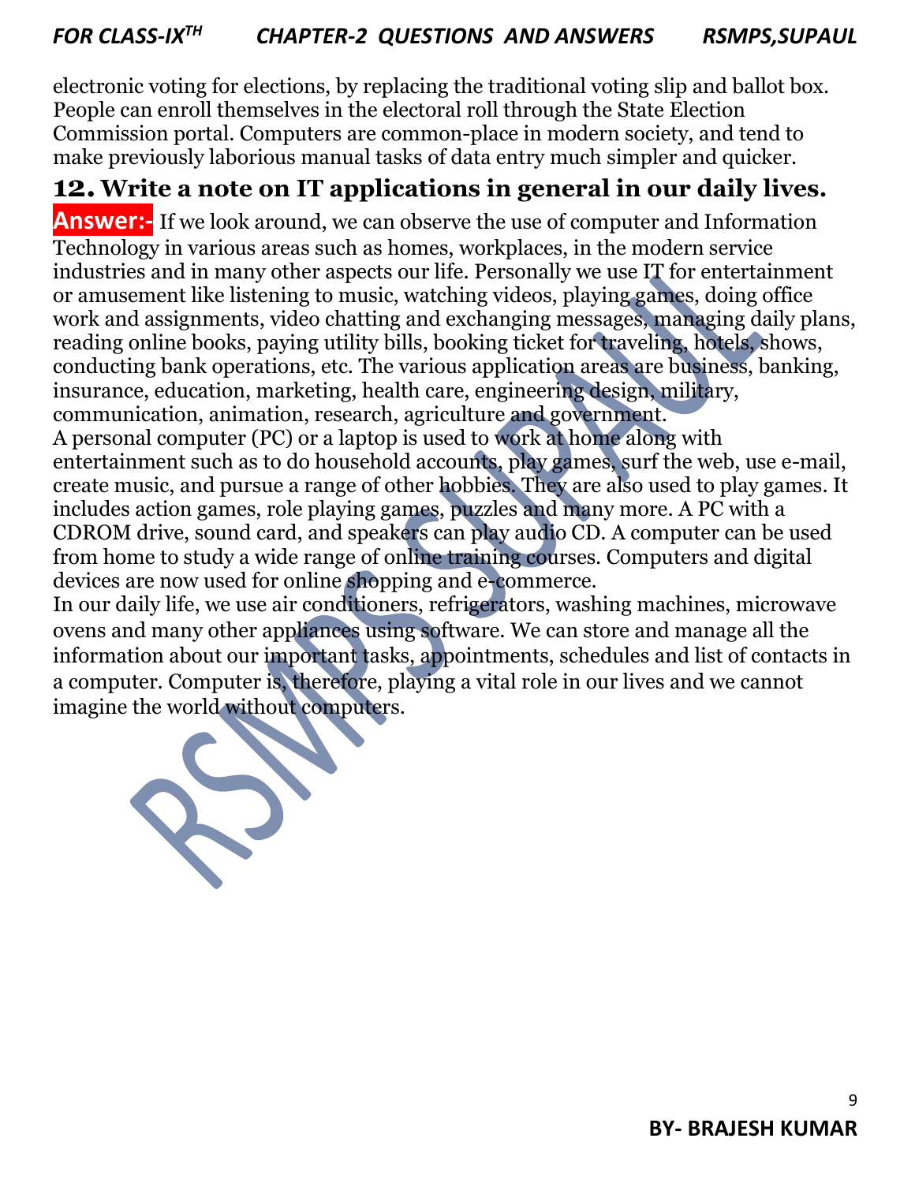electronic voting for elections, by replacing the traditional voting slip and ballot box. People can enroll themselves in the electoral roll through the State Election Commission portal. Computers are common-place in modern society, and tend to make previously laborious manual tasks of data entry much simpler and quicker.

## 12. Write a note on IT applications in general in our daily lives.

**Answer:-** If we look around, we can observe the use of computer and Information Technology in various areas such as homes, workplaces, in the modern service industries and in many other aspects our life. Personally we use IT for entertainment or amusement like listening to music, watching videos, playing games, doing office work and assignments, video chatting and exchanging messages, managing daily plans, reading online books, paying utility bills, booking ticket for traveling, hotels, shows, conducting bank operations, etc. The various application areas are business, banking, insurance, education, marketing, health care, engineering design, military, communication, animation, research, agriculture and government.

A personal computer (PC) or a laptop is used to work at home along with entertainment such as to do household accounts, play games, surf the web, use e-mail, create music, and pursue a range of other hobbies. They are also used to play games. It includes action games, role playing games, puzzles and many more. A PC with a CDROM drive, sound card, and speakers can play audio CD. A computer can be used from home to study a wide range of online training courses. Computers and digital devices are now used for online shopping and e-commerce.

In our daily life, we use air conditioners, refrigerators, washing machines, microwave ovens and many other appliances using software. We can store and manage all the information about our important tasks, appointments, schedules and list of contacts in a computer. Computer is, therefore, playing a vital role in our lives and we cannot imagine the world without computers.